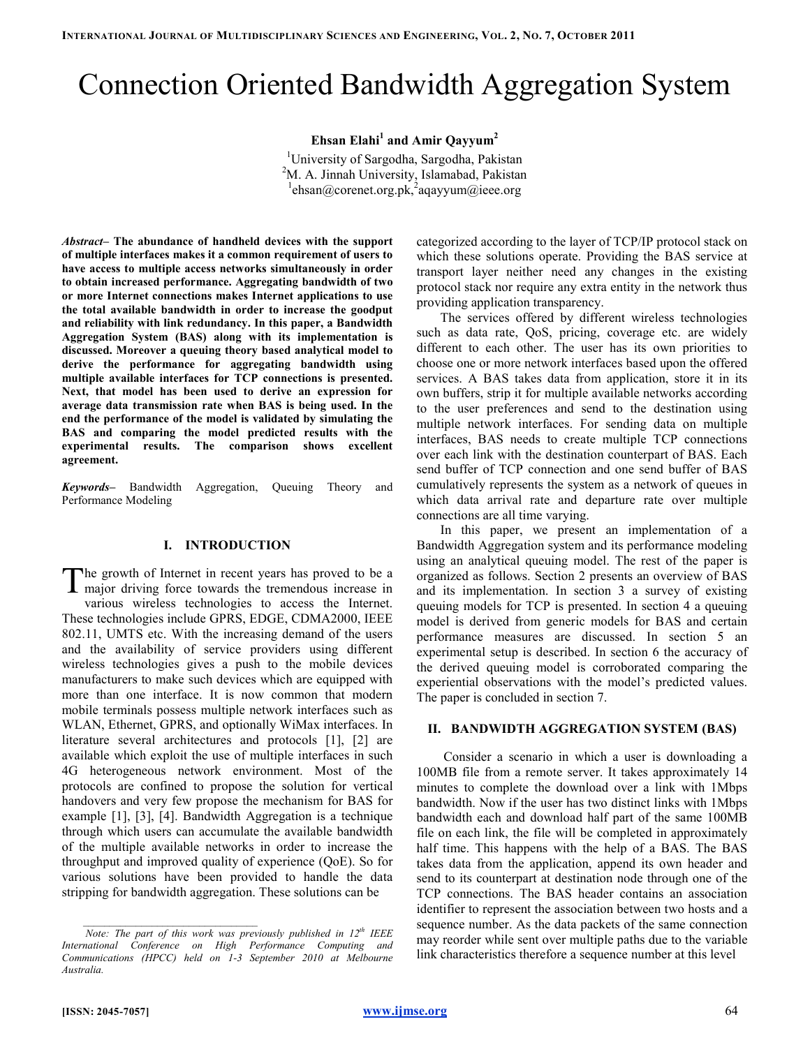# Connection Oriented Bandwidth Aggregation System

**Ehsan Elahi[1] and Amir Qayyum[2]**

[1]University of Sargodha, Sargodha, Pakistan
[2]M. A. Jinnah University, Islamabad, Pakistan
[1]ehsan@corenet.org.pk, [2]aqayyum@ieee.org

***Abstract*– The abundance of handheld devices with the support of multiple interfaces makes it a common requirement of users to have access to multiple access networks simultaneously in order to obtain increased performance. Aggregating bandwidth of two or more Internet connections makes Internet applications to use the total available bandwidth in order to increase the goodput and reliability with link redundancy. In this paper, a Bandwidth Aggregation System (BAS) along with its implementation is discussed. Moreover a queuing theory based analytical model to derive the performance for aggregating bandwidth using multiple available interfaces for TCP connections is presented. Next, that model has been used to derive an expression for average data transmission rate when BAS is being used. In the end the performance of the model is validated by simulating the BAS and comparing the model predicted results with the experimental results. The comparison shows excellent agreement.**

***Keywords*–** Bandwidth Aggregation, Queuing Theory and Performance Modeling

## I. INTRODUCTION

The growth of Internet in recent years has proved to be a major driving force towards the tremendous increase in various wireless technologies to access the Internet. These technologies include GPRS, EDGE, CDMA2000, IEEE 802.11, UMTS etc. With the increasing demand of the users and the availability of service providers using different wireless technologies gives a push to the mobile devices manufacturers to make such devices which are equipped with more than one interface. It is now common that modern mobile terminals possess multiple network interfaces such as WLAN, Ethernet, GPRS, and optionally WiMax interfaces. In literature several architectures and protocols [1], [2] are available which exploit the use of multiple interfaces in such 4G heterogeneous network environment. Most of the protocols are confined to propose the solution for vertical handovers and very few propose the mechanism for BAS for example [1], [3], [4]. Bandwidth Aggregation is a technique through which users can accumulate the available bandwidth of the multiple available networks in order to increase the throughput and improved quality of experience (QoE). So for various solutions have been provided to handle the data stripping for bandwidth aggregation. These solutions can be categorized according to the layer of TCP/IP protocol stack on which these solutions operate. Providing the BAS service at transport layer neither need any changes in the existing protocol stack nor require any extra entity in the network thus providing application transparency.

The services offered by different wireless technologies such as data rate, QoS, pricing, coverage etc. are widely different to each other. The user has its own priorities to choose one or more network interfaces based upon the offered services. A BAS takes data from application, store it in its own buffers, strip it for multiple available networks according to the user preferences and send to the destination using multiple network interfaces. For sending data on multiple interfaces, BAS needs to create multiple TCP connections over each link with the destination counterpart of BAS. Each send buffer of TCP connection and one send buffer of BAS cumulatively represents the system as a network of queues in which data arrival rate and departure rate over multiple connections are all time varying.

In this paper, we present an implementation of a Bandwidth Aggregation system and its performance modeling using an analytical queuing model. The rest of the paper is organized as follows. Section 2 presents an overview of BAS and its implementation. In section 3 a survey of existing queuing models for TCP is presented. In section 4 a queuing model is derived from generic models for BAS and certain performance measures are discussed. In section 5 an experimental setup is described. In section 6 the accuracy of the derived queuing model is corroborated comparing the experiential observations with the model's predicted values. The paper is concluded in section 7.

## II. BANDWIDTH AGGREGATION SYSTEM (BAS)

Consider a scenario in which a user is downloading a 100MB file from a remote server. It takes approximately 14 minutes to complete the download over a link with 1Mbps bandwidth. Now if the user has two distinct links with 1Mbps bandwidth each and download half part of the same 100MB file on each link, the file will be completed in approximately half time. This happens with the help of a BAS. The BAS takes data from the application, append its own header and send to its counterpart at destination node through one of the TCP connections. The BAS header contains an association identifier to represent the association between two hosts and a sequence number. As the data packets of the same connection may reorder while sent over multiple paths due to the variable link characteristics therefore a sequence number at this level

*Note: The part of this work was previously published in 12th IEEE International Conference on High Performance Computing and Communications (HPCC) held on 1-3 September 2010 at Melbourne Australia.*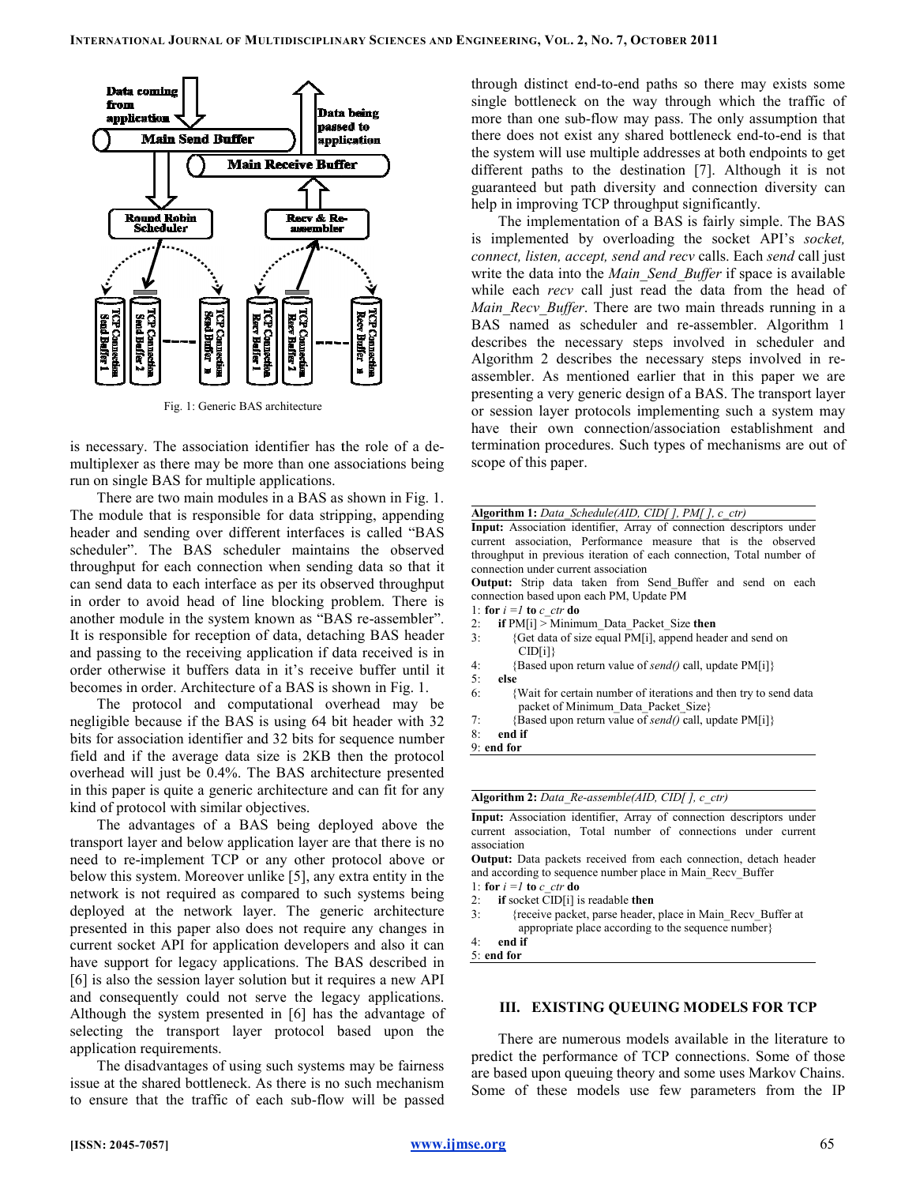Fig. 1: Generic BAS architecture

is necessary. The association identifier has the role of a de-multiplexer as there may be more than one associations being run on single BAS for multiple applications.

There are two main modules in a BAS as shown in Fig. 1. The module that is responsible for data stripping, appending header and sending over different interfaces is called "BAS scheduler". The BAS scheduler maintains the observed throughput for each connection when sending data so that it can send data to each interface as per its observed throughput in order to avoid head of line blocking problem. There is another module in the system known as "BAS re-assembler". It is responsible for reception of data, detaching BAS header and passing to the receiving application if data received is in order otherwise it buffers data in it's receive buffer until it becomes in order. Architecture of a BAS is shown in Fig. 1.

The protocol and computational overhead may be negligible because if the BAS is using 64 bit header with 32 bits for association identifier and 32 bits for sequence number field and if the average data size is 2KB then the protocol overhead will just be 0.4%. The BAS architecture presented in this paper is quite a generic architecture and can fit for any kind of protocol with similar objectives.

The advantages of a BAS being deployed above the transport layer and below application layer are that there is no need to re-implement TCP or any other protocol above or below this system. Moreover unlike [5], any extra entity in the network is not required as compared to such systems being deployed at the network layer. The generic architecture presented in this paper also does not require any changes in current socket API for application developers and also it can have support for legacy applications. The BAS described in [6] is also the session layer solution but it requires a new API and consequently could not serve the legacy applications. Although the system presented in [6] has the advantage of selecting the transport layer protocol based upon the application requirements.

The disadvantages of using such systems may be fairness issue at the shared bottleneck. As there is no such mechanism to ensure that the traffic of each sub-flow will be passed through distinct end-to-end paths so there may exists some single bottleneck on the way through which the traffic of more than one sub-flow may pass. The only assumption that there does not exist any shared bottleneck end-to-end is that the system will use multiple addresses at both endpoints to get different paths to the destination [7]. Although it is not guaranteed but path diversity and connection diversity can help in improving TCP throughput significantly.

The implementation of a BAS is fairly simple. The BAS is implemented by overloading the socket API's *socket, connect, listen, accept, send and recv* calls. Each *send* call just write the data into the *Main_Send_Buffer* if space is available while each *recv* call just read the data from the head of *Main_Recv_Buffer*. There are two main threads running in a BAS named as scheduler and re-assembler. Algorithm 1 describes the necessary steps involved in scheduler and Algorithm 2 describes the necessary steps involved in re-assembler. As mentioned earlier that in this paper we are presenting a very generic design of a BAS. The transport layer or session layer protocols implementing such a system may have their own connection/association establishment and termination procedures. Such types of mechanisms are out of scope of this paper.

**Algorithm 1:** *Data_Schedule(AID, CID[ ], PM[ ], c_ctr)*

**Input:** Association identifier, Array of connection descriptors under current association, Performance measure that is the observed throughput in previous iteration of each connection, Total number of connection under current association

**Output:** Strip data taken from Send_Buffer and send on each connection based upon each PM, Update PM

```
1: for i = 1 to c_ctr do
2:     if PM[i] > Minimum_Data_Packet_Size then
3:         {Get data of size equal PM[i], append header and send on
           CID[i]}
4:         {Based upon return value of send() call, update PM[i]}
5:     else
6:         {Wait for certain number of iterations and then try to send data
           packet of Minimum_Data_Packet_Size}
7:         {Based upon return value of send() call, update PM[i]}
8:     end if
9: end for
```

**Algorithm 2:** *Data_Re-assemble(AID, CID[ ], c_ctr)*

**Input:** Association identifier, Array of connection descriptors under current association, Total number of connections under current association

**Output:** Data packets received from each connection, detach header and according to sequence number place in Main_Recv_Buffer

```
1: for i = 1 to c_ctr do
2:     if socket CID[i] is readable then
3:         {receive packet, parse header, place in Main_Recv_Buffer at
           appropriate place according to the sequence number}
4:     end if
5: end for
```

## III. EXISTING QUEUING MODELS FOR TCP

There are numerous models available in the literature to predict the performance of TCP connections. Some of those are based upon queuing theory and some uses Markov Chains. Some of these models use few parameters from the IP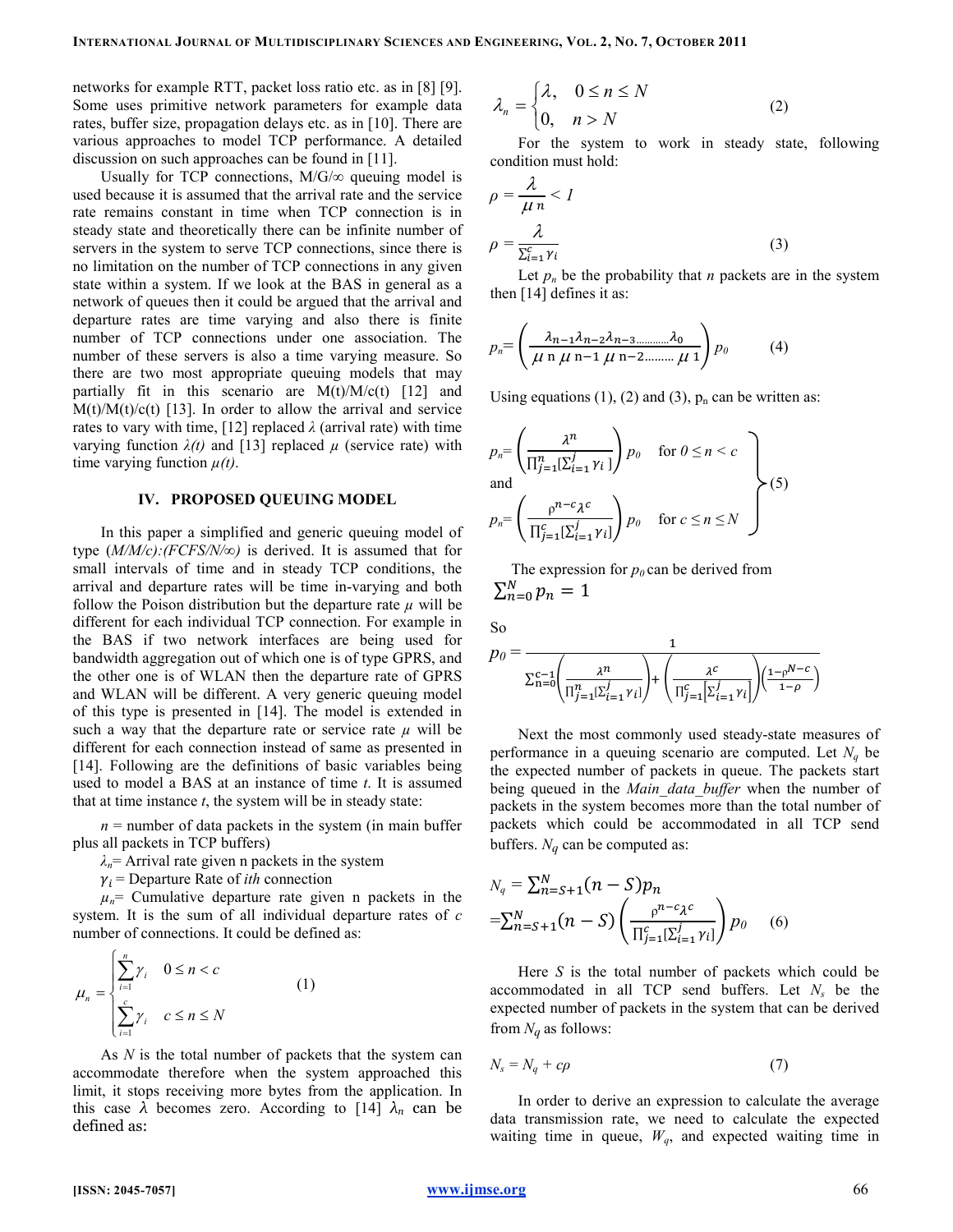networks for example RTT, packet loss ratio etc. as in [8] [9]. Some uses primitive network parameters for example data rates, buffer size, propagation delays etc. as in [10]. There are various approaches to model TCP performance. A detailed discussion on such approaches can be found in [11].

Usually for TCP connections, M/G/∞ queuing model is used because it is assumed that the arrival rate and the service rate remains constant in time when TCP connection is in steady state and theoretically there can be infinite number of servers in the system to serve TCP connections, since there is no limitation on the number of TCP connections in any given state within a system. If we look at the BAS in general as a network of queues then it could be argued that the arrival and departure rates are time varying and also there is finite number of TCP connections under one association. The number of these servers is also a time varying measure. So there are two most appropriate queuing models that may partially fit in this scenario are M(t)/M/c(t) [12] and M(t)/M(t)/c(t) [13]. In order to allow the arrival and service rates to vary with time, [12] replaced $\lambda$ (arrival rate) with time varying function $\lambda(t)$ and [13] replaced $\mu$ (service rate) with time varying function $\mu(t)$.

## IV. PROPOSED QUEUING MODEL

In this paper a simplified and generic queuing model of type *(M/M/c):(FCFS/N/∞)* is derived. It is assumed that for small intervals of time and in steady TCP conditions, the arrival and departure rates will be time in-varying and both follow the Poison distribution but the departure rate $\mu$ will be different for each individual TCP connection. For example in the BAS if two network interfaces are being used for bandwidth aggregation out of which one is of type GPRS, and the other one is of WLAN then the departure rate of GPRS and WLAN will be different. A very generic queuing model of this type is presented in [14]. The model is extended in such a way that the departure rate or service rate $\mu$ will be different for each connection instead of same as presented in [14]. Following are the definitions of basic variables being used to model a BAS at an instance of time *t*. It is assumed that at time instance *t*, the system will be in steady state:

$n$ = number of data packets in the system (in main buffer plus all packets in TCP buffers)

$\lambda_n$= Arrival rate given n packets in the system

$\gamma_i$ = Departure Rate of *ith* connection

$\mu_n$= Cumulative departure rate given n packets in the system. It is the sum of all individual departure rates of *c* number of connections. It could be defined as:

$$\mu_n = \begin{cases} \sum_{i=1}^{n} \gamma_i & 0 \le n < c \\ \sum_{i=1}^{c} \gamma_i & c \le n \le N \end{cases} \tag{1}$$

As $N$ is the total number of packets that the system can accommodate therefore when the system approached this limit, it stops receiving more bytes from the application. In this case $\lambda$ becomes zero. According to [14] $\lambda_n$ can be defined as:

$$\lambda_n = \begin{cases} \lambda, & 0 \le n \le N \\ 0, & n > N \end{cases} \tag{2}$$

For the system to work in steady state, following condition must hold:

$$\rho = \frac{\lambda}{\mu_n} < 1$$

$$\rho = \frac{\lambda}{\sum_{i=1}^{c} \gamma_i} \tag{3}$$

Let $p_n$ be the probability that *n* packets are in the system then [14] defines it as:

$$p_n = \left( \frac{\lambda_{n-1}\lambda_{n-2}\lambda_{n-3}\ldots\ldots\lambda_0}{\mu_n \mu_{n-1} \mu_{n-2} \ldots \mu_1} \right) p_0 \tag{4}$$

Using equations (1), (2) and (3), $p_n$ can be written as:

$$\left.\begin{aligned} p_n &= \left( \frac{\lambda^n}{\prod_{j=1}^{n} [\sum_{i=1}^{j} \gamma_i]} \right) p_0 \quad \text{for } 0 \le n < c \\ &\text{and} \\ p_n &= \left( \frac{\rho^{n-c} \lambda^c}{\prod_{j=1}^{c} [\sum_{i=1}^{j} \gamma_i]} \right) p_0 \quad \text{for } c \le n \le N \end{aligned}\right\} \tag{5}$$

The expression for $p_0$ can be derived from $\sum_{n=0}^{N} p_n = 1$

So

$$p_0 = \frac{1}{\sum_{n=0}^{c-1} \left( \frac{\lambda^n}{\prod_{j=1}^{n} [\sum_{i=1}^{j} \gamma_i]} \right) + \left( \frac{\lambda^c}{\prod_{j=1}^{c} [\sum_{i=1}^{j} \gamma_i]} \right) \left( \frac{1-\rho^{N-c}}{1-\rho} \right)}$$

Next the most commonly used steady-state measures of performance in a queuing scenario are computed. Let $N_q$ be the expected number of packets in queue. The packets start being queued in the *Main_data_buffer* when the number of packets in the system becomes more than the total number of packets which could be accommodated in all TCP send buffers. $N_q$ can be computed as:

$$\begin{aligned} N_q &= \sum_{n=S+1}^{N} (n-S) p_n \\ &= \sum_{n=S+1}^{N} (n-S) \left( \frac{\rho^{n-c} \lambda^c}{\prod_{j=1}^{c} [\sum_{i=1}^{j} \gamma_i]} \right) p_0 \end{aligned} \tag{6}$$

Here $S$ is the total number of packets which could be accommodated in all TCP send buffers. Let $N_s$ be the expected number of packets in the system that can be derived from $N_q$ as follows:

$$N_s = N_q + c\rho \tag{7}$$

In order to derive an expression to calculate the average data transmission rate, we need to calculate the expected waiting time in queue, $W_q$, and expected waiting time in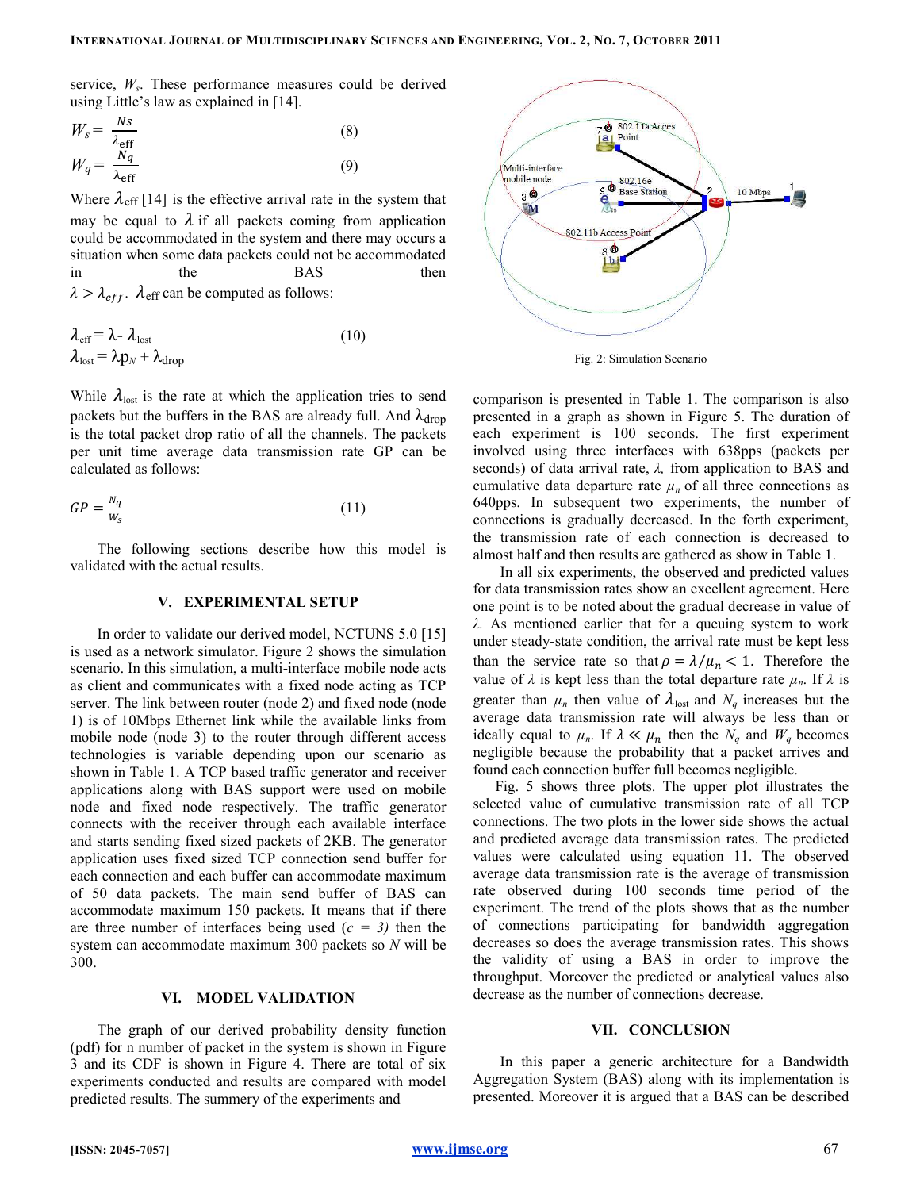service, $W_s$. These performance measures could be derived using Little's law as explained in [14].

$$W_s = \frac{N_s}{\lambda_{\text{eff}}} \tag{8}$$

$$W_q = \frac{N_q}{\lambda_{\text{eff}}} \tag{9}$$

Where $\lambda_{\text{eff}}$ [14] is the effective arrival rate in the system that may be equal to $\lambda$ if all packets coming from application could be accommodated in the system and there may occurs a situation when some data packets could not be accommodated in the BAS then $\lambda > \lambda_{eff}$. $\lambda_{\text{eff}}$ can be computed as follows:

$$\lambda_{\text{eff}} = \lambda - \lambda_{\text{lost}} \tag{10}$$

$$\lambda_{\text{lost}} = \lambda p_N + \lambda_{\text{drop}}$$

While $\lambda_{\text{lost}}$ is the rate at which the application tries to send packets but the buffers in the BAS are already full. And $\lambda_{\text{drop}}$ is the total packet drop ratio of all the channels. The packets per unit time average data transmission rate GP can be calculated as follows:

$$GP = \frac{N_q}{W_s} \tag{11}$$

The following sections describe how this model is validated with the actual results.

## V. EXPERIMENTAL SETUP

In order to validate our derived model, NCTUNS 5.0 [15] is used as a network simulator. Figure 2 shows the simulation scenario. In this simulation, a multi-interface mobile node acts as client and communicates with a fixed node acting as TCP server. The link between router (node 2) and fixed node (node 1) is of 10Mbps Ethernet link while the available links from mobile node (node 3) to the router through different access technologies is variable depending upon our scenario as shown in Table 1. A TCP based traffic generator and receiver applications along with BAS support were used on mobile node and fixed node respectively. The traffic generator connects with the receiver through each available interface and starts sending fixed sized packets of 2KB. The generator application uses fixed sized TCP connection send buffer for each connection and each buffer can accommodate maximum of 50 data packets. The main send buffer of BAS can accommodate maximum 150 packets. It means that if there are three number of interfaces being used ($c = 3$) then the system can accommodate maximum 300 packets so $N$ will be 300.

## VI. MODEL VALIDATION

The graph of our derived probability density function (pdf) for n number of packet in the system is shown in Figure 3 and its CDF is shown in Figure 4. There are total of six experiments conducted and results are compared with model predicted results. The summery of the experiments and comparison is presented in Table 1. The comparison is also presented in a graph as shown in Figure 5. The duration of each experiment is 100 seconds. The first experiment involved using three interfaces with 638pps (packets per seconds) of data arrival rate, $\lambda$, from application to BAS and cumulative data departure rate $\mu_n$ of all three connections as 640pps. In subsequent two experiments, the number of connections is gradually decreased. In the forth experiment, the transmission rate of each connection is decreased to almost half and then results are gathered as show in Table 1.

In all six experiments, the observed and predicted values for data transmission rates show an excellent agreement. Here one point is to be noted about the gradual decrease in value of $\lambda$. As mentioned earlier that for a queuing system to work under steady-state condition, the arrival rate must be kept less than the service rate so that $\rho = \lambda/\mu_n < 1$. Therefore the value of $\lambda$ is kept less than the total departure rate $\mu_n$. If $\lambda$ is greater than $\mu_n$ then value of $\lambda_{\text{lost}}$ and $N_q$ increases but the average data transmission rate will always be less than or ideally equal to $\mu_n$. If $\lambda \ll \mu_n$ then the $N_q$ and $W_q$ becomes negligible because the probability that a packet arrives and found each connection buffer full becomes negligible.

Fig. 5 shows three plots. The upper plot illustrates the selected value of cumulative transmission rate of all TCP connections. The two plots in the lower side shows the actual and predicted average data transmission rates. The predicted values were calculated using equation 11. The observed average data transmission rate is the average of transmission rate observed during 100 seconds time period of the experiment. The trend of the plots shows that as the number of connections participating for bandwidth aggregation decreases so does the average transmission rates. This shows the validity of using a BAS in order to improve the throughput. Moreover the predicted or analytical values also decrease as the number of connections decrease.

Fig. 2: Simulation Scenario

## VII. CONCLUSION

In this paper a generic architecture for a Bandwidth Aggregation System (BAS) along with its implementation is presented. Moreover it is argued that a BAS can be described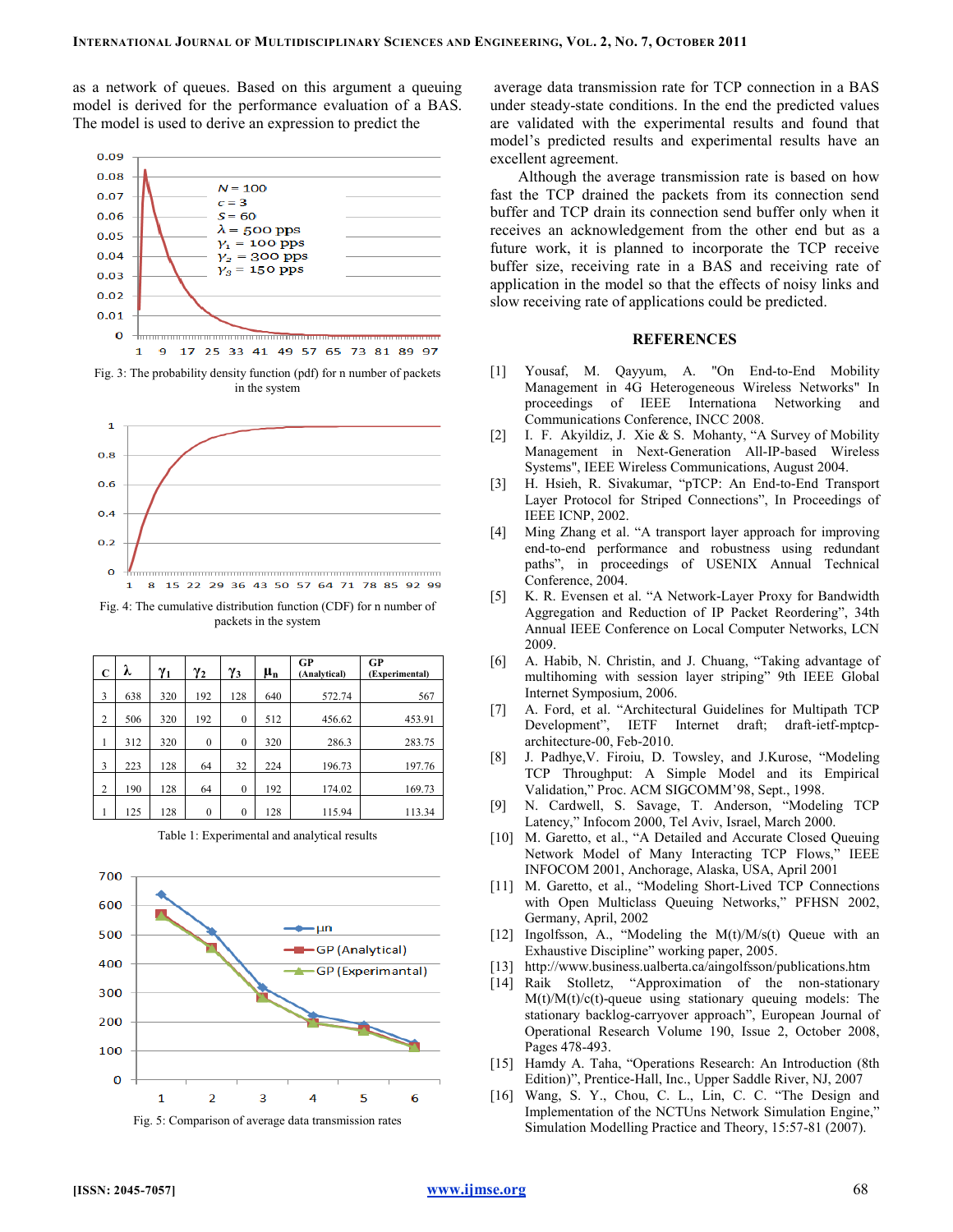as a network of queues. Based on this argument a queuing model is derived for the performance evaluation of a BAS. The model is used to derive an expression to predict the average data transmission rate for TCP connection in a BAS under steady-state conditions. In the end the predicted values are validated with the experimental results and found that model's predicted results and experimental results have an excellent agreement.

0.09
0.08
0.07
0.06
0.05
0.04
0.03
0.02
0.01
0

$N = 100$
$c = 3$
$S = 60$
$\lambda = 500$ pps
$\gamma_1 = 100$ pps
$\gamma_2 = 300$ pps
$\gamma_3 = 150$ pps

1 9 17 25 33 41 49 57 65 73 81 89 97

Fig. 3: The probability density function (pdf) for n number of packets in the system

1
0.8
0.6
0.4
0.2
0

1 8 15 22 29 36 43 50 57 64 71 78 85 92 99

Fig. 4: The cumulative distribution function (CDF) for n number of packets in the system

| c | $\lambda$ | $\gamma_1$ | $\gamma_2$ | $\gamma_3$ | $\mu_n$ | GP (Analytical) | GP (Experimental) |
|---|---|---|---|---|---|---|---|
| 3 | 638 | 320 | 192 | 128 | 640 | 572.74 | 567 |
| 2 | 506 | 320 | 192 | 0 | 512 | 456.62 | 453.91 |
| 1 | 312 | 320 | 0 | 0 | 320 | 286.3 | 283.75 |
| 3 | 223 | 128 | 64 | 32 | 224 | 196.73 | 197.76 |
| 2 | 190 | 128 | 64 | 0 | 192 | 174.02 | 169.73 |
| 1 | 125 | 128 | 0 | 0 | 128 | 115.94 | 113.34 |

Table 1: Experimental and analytical results

700
600
500
400
300
200
100
0

1 2 3 4 5 6

$\mu$n
GP (Analytical)
GP (Experimantal)

Fig. 5: Comparison of average data transmission rates

Although the average transmission rate is based on how fast the TCP drained the packets from its connection send buffer and TCP drain its connection send buffer only when it receives an acknowledgement from the other end but as a future work, it is planned to incorporate the TCP receive buffer size, receiving rate in a BAS and receiving rate of application in the model so that the effects of noisy links and slow receiving rate of applications could be predicted.

## REFERENCES

[1] Yousaf, M. Qayyum, A. "On End-to-End Mobility Management in 4G Heterogeneous Wireless Networks" In proceedings of IEEE Internationa Networking and Communications Conference, INCC 2008.

[2] I. F. Akyildiz, J. Xie & S. Mohanty, "A Survey of Mobility Management in Next-Generation All-IP-based Wireless Systems", IEEE Wireless Communications, August 2004.

[3] H. Hsieh, R. Sivakumar, "pTCP: An End-to-End Transport Layer Protocol for Striped Connections", In Proceedings of IEEE ICNP, 2002.

[4] Ming Zhang et al. "A transport layer approach for improving end-to-end performance and robustness using redundant paths", in proceedings of USENIX Annual Technical Conference, 2004.

[5] K. R. Evensen et al. "A Network-Layer Proxy for Bandwidth Aggregation and Reduction of IP Packet Reordering", 34th Annual IEEE Conference on Local Computer Networks, LCN 2009.

[6] A. Habib, N. Christin, and J. Chuang, "Taking advantage of multihoming with session layer striping" 9th IEEE Global Internet Symposium, 2006.

[7] A. Ford, et al. "Architectural Guidelines for Multipath TCP Development", IETF Internet draft; draft-ietf-mptcp-architecture-00, Feb-2010.

[8] J. Padhye,V. Firoiu, D. Towsley, and J.Kurose, "Modeling TCP Throughput: A Simple Model and its Empirical Validation," Proc. ACM SIGCOMM'98, Sept., 1998.

[9] N. Cardwell, S. Savage, T. Anderson, "Modeling TCP Latency," Infocom 2000, Tel Aviv, Israel, March 2000.

[10] M. Garetto, et al., "A Detailed and Accurate Closed Queuing Network Model of Many Interacting TCP Flows," IEEE INFOCOM 2001, Anchorage, Alaska, USA, April 2001

[11] M. Garetto, et al., "Modeling Short-Lived TCP Connections with Open Multiclass Queuing Networks," PFHSN 2002, Germany, April, 2002

[12] Ingolfsson, A., "Modeling the M(t)/M/s(t) Queue with an Exhaustive Discipline" working paper, 2005.

[13] http://www.business.ualberta.ca/aingolfsson/publications.htm

[14] Raik Stolletz, "Approximation of the non-stationary M(t)/M(t)/c(t)-queue using stationary queuing models: The stationary backlog-carryover approach", European Journal of Operational Research Volume 190, Issue 2, October 2008, Pages 478-493.

[15] Hamdy A. Taha, "Operations Research: An Introduction (8th Edition)", Prentice-Hall, Inc., Upper Saddle River, NJ, 2007

[16] Wang, S. Y., Chou, C. L., Lin, C. C. "The Design and Implementation of the NCTUns Network Simulation Engine," Simulation Modelling Practice and Theory, 15:57-81 (2007).